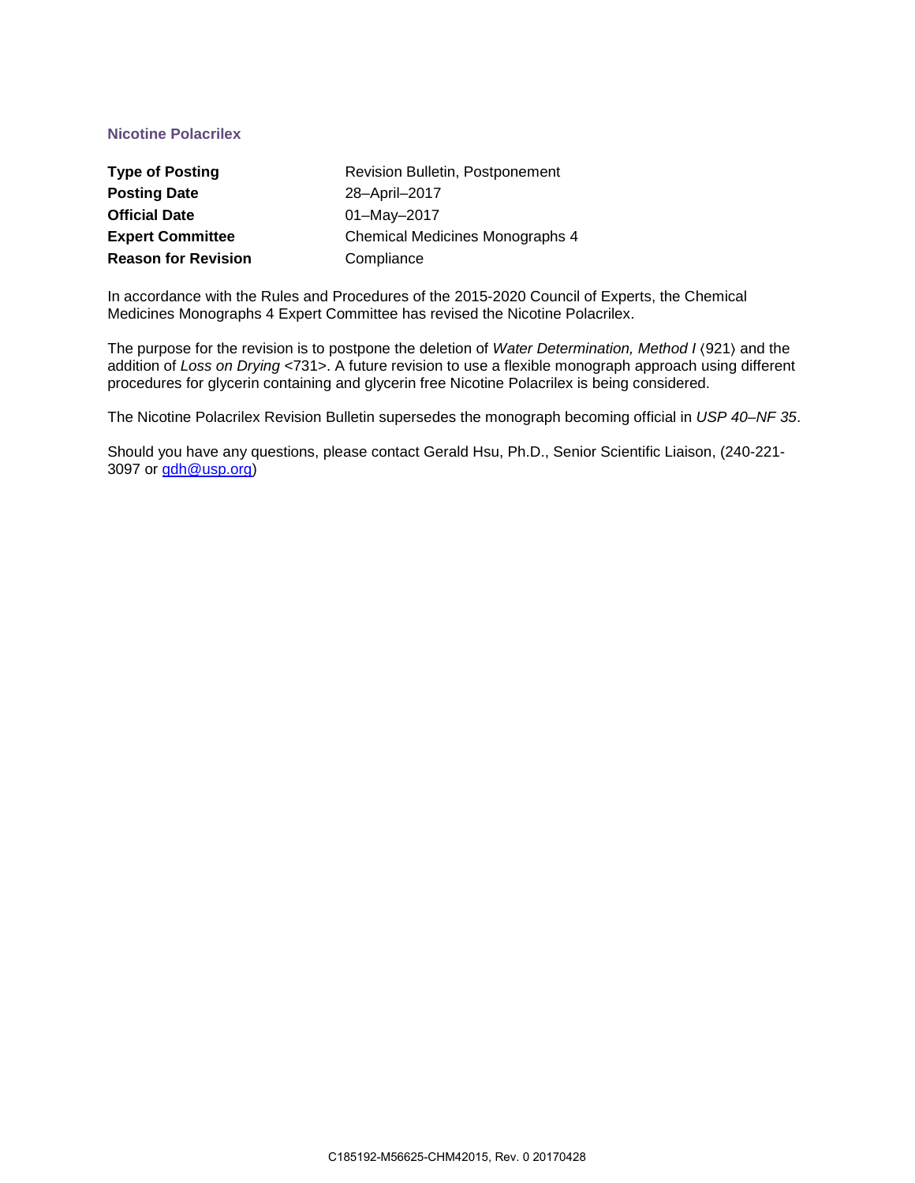## Nicotine Polacrilex

| | |
|---|---|
| **Type of Posting** | Revision Bulletin, Postponement |
| **Posting Date** | 28–April–2017 |
| **Official Date** | 01–May–2017 |
| **Expert Committee** | Chemical Medicines Monographs 4 |
| **Reason for Revision** | Compliance |

In accordance with the Rules and Procedures of the 2015-2020 Council of Experts, the Chemical Medicines Monographs 4 Expert Committee has revised the Nicotine Polacrilex.

The purpose for the revision is to postpone the deletion of *Water Determination, Method I* ⟨921⟩ and the addition of *Loss on Drying* <731>. A future revision to use a flexible monograph approach using different procedures for glycerin containing and glycerin free Nicotine Polacrilex is being considered.

The Nicotine Polacrilex Revision Bulletin supersedes the monograph becoming official in *USP 40–NF 35*.

Should you have any questions, please contact Gerald Hsu, Ph.D., Senior Scientific Liaison, (240-221-3097 or gdh@usp.org)

C185192-M56625-CHM42015, Rev. 0 20170428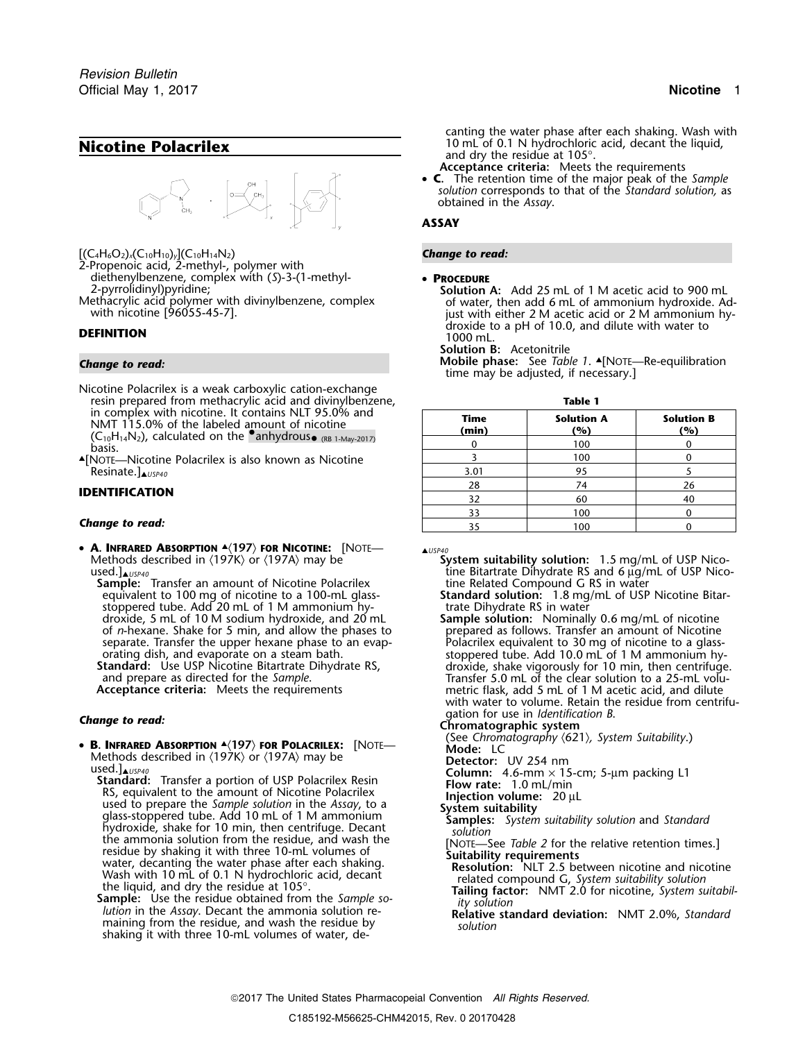# Nicotine Polacrilex

$[(C_4H_6O_2)_x(C_{10}H_{10})_y](C_{10}H_{14}N_2)$

2-Propenoic acid, 2-methyl-, polymer with diethenylbenzene, complex with (*S*)-3-(1-methyl-2-pyrrolidinyl)pyridine;

Methacrylic acid polymer with divinylbenzene, complex with nicotine [96055-45-7].

## DEFINITION

***Change to read:***

Nicotine Polacrilex is a weak carboxylic cation-exchange resin prepared from methacrylic acid and divinylbenzene, in complex with nicotine. It contains NLT 95.0% and NMT 115.0% of the labeled amount of nicotine ($C_{10}H_{14}N_2$), calculated on the •anhydrous• (RB 1-May-2017) basis.

▲[NOTE—Nicotine Polacrilex is also known as Nicotine Resinate.]▲USP40

## IDENTIFICATION

***Change to read:***

- **A. Infrared Absorption** ▲⟨197⟩ **for Nicotine:** [NOTE—Methods described in ⟨197K⟩ or ⟨197A⟩ may be used.]▲USP40
  
  **Sample:** Transfer an amount of Nicotine Polacrilex equivalent to 100 mg of nicotine to a 100-mL glass-stoppered tube. Add 20 mL of 1 M ammonium hydroxide, 5 mL of 10 M sodium hydroxide, and 20 mL of *n*-hexane. Shake for 5 min, and allow the phases to separate. Transfer the upper hexane phase to an evaporating dish, and evaporate on a steam bath.
  
  **Standard:** Use USP Nicotine Bitartrate Dihydrate RS, and prepare as directed for the *Sample*.
  
  **Acceptance criteria:** Meets the requirements

***Change to read:***

- **B. Infrared Absorption** ▲⟨197⟩ **for Polacrilex:** [NOTE—Methods described in ⟨197K⟩ or ⟨197A⟩ may be used.]▲USP40
  
  **Standard:** Transfer a portion of USP Polacrilex Resin RS, equivalent to the amount of Nicotine Polacrilex used to prepare the *Sample solution* in the *Assay*, to a glass-stoppered tube. Add 10 mL of 1 M ammonium hydroxide, shake for 10 min, then centrifuge. Decant the ammonia solution from the residue, and wash the residue by shaking it with three 10-mL volumes of water, decanting the water phase after each shaking. Wash with 10 mL of 0.1 N hydrochloric acid, decant the liquid, and dry the residue at 105°.
  
  **Sample:** Use the residue obtained from the *Sample solution* in the *Assay*. Decant the ammonia solution remaining from the residue, and wash the residue by shaking it with three 10-mL volumes of water, decanting the water phase after each shaking. Wash with 10 mL of 0.1 N hydrochloric acid, decant the liquid, and dry the residue at 105°.
  
  **Acceptance criteria:** Meets the requirements

- **C.** The retention time of the major peak of the *Sample solution* corresponds to that of the *Standard solution*, as obtained in the *Assay*.

## ASSAY

***Change to read:***

- **Procedure**
  
  **Solution A:** Add 25 mL of 1 M acetic acid to 900 mL of water, then add 6 mL of ammonium hydroxide. Adjust with either 2 M acetic acid or 2 M ammonium hydroxide to a pH of 10.0, and dilute with water to 1000 mL.
  
  **Solution B:** Acetonitrile
  
  **Mobile phase:** See *Table 1*. ▲[NOTE—Re-equilibration time may be adjusted, if necessary.]

**Table 1**

| Time (min) | Solution A (%) | Solution B (%) |
|---|---|---|
| 0 | 100 | 0 |
| 3 | 100 | 0 |
| 3.01 | 95 | 5 |
| 28 | 74 | 26 |
| 32 | 60 | 40 |
| 33 | 100 | 0 |
| 35 | 100 | 0 |

▲USP40

**System suitability solution:** 1.5 mg/mL of USP Nicotine Bitartrate Dihydrate RS and 6 µg/mL of USP Nicotine Related Compound G RS in water

**Standard solution:** 1.8 mg/mL of USP Nicotine Bitartrate Dihydrate RS in water

**Sample solution:** Nominally 0.6 mg/mL of nicotine prepared as follows. Transfer an amount of Nicotine Polacrilex equivalent to 30 mg of nicotine to a glass-stoppered tube. Add 10.0 mL of 1 M ammonium hydroxide, shake vigorously for 10 min, then centrifuge. Transfer 5.0 mL of the clear solution to a 25-mL volumetric flask, add 5 mL of 1 M acetic acid, and dilute with water to volume. Retain the residue from centrifugation for use in *Identification B*.

**Chromatographic system**

(See *Chromatography* ⟨621⟩*, System Suitability*.)

**Mode:** LC

**Detector:** UV 254 nm

**Column:** 4.6-mm × 15-cm; 5-µm packing L1

**Flow rate:** 1.0 mL/min

**Injection volume:** 20 µL

**System suitability**

**Samples:** *System suitability solution* and *Standard solution*

[NOTE—See *Table 2* for the relative retention times.]

**Suitability requirements**

**Resolution:** NLT 2.5 between nicotine and nicotine related compound G, *System suitability solution*

**Tailing factor:** NMT 2.0 for nicotine, *System suitability solution*

**Relative standard deviation:** NMT 2.0%, *Standard solution*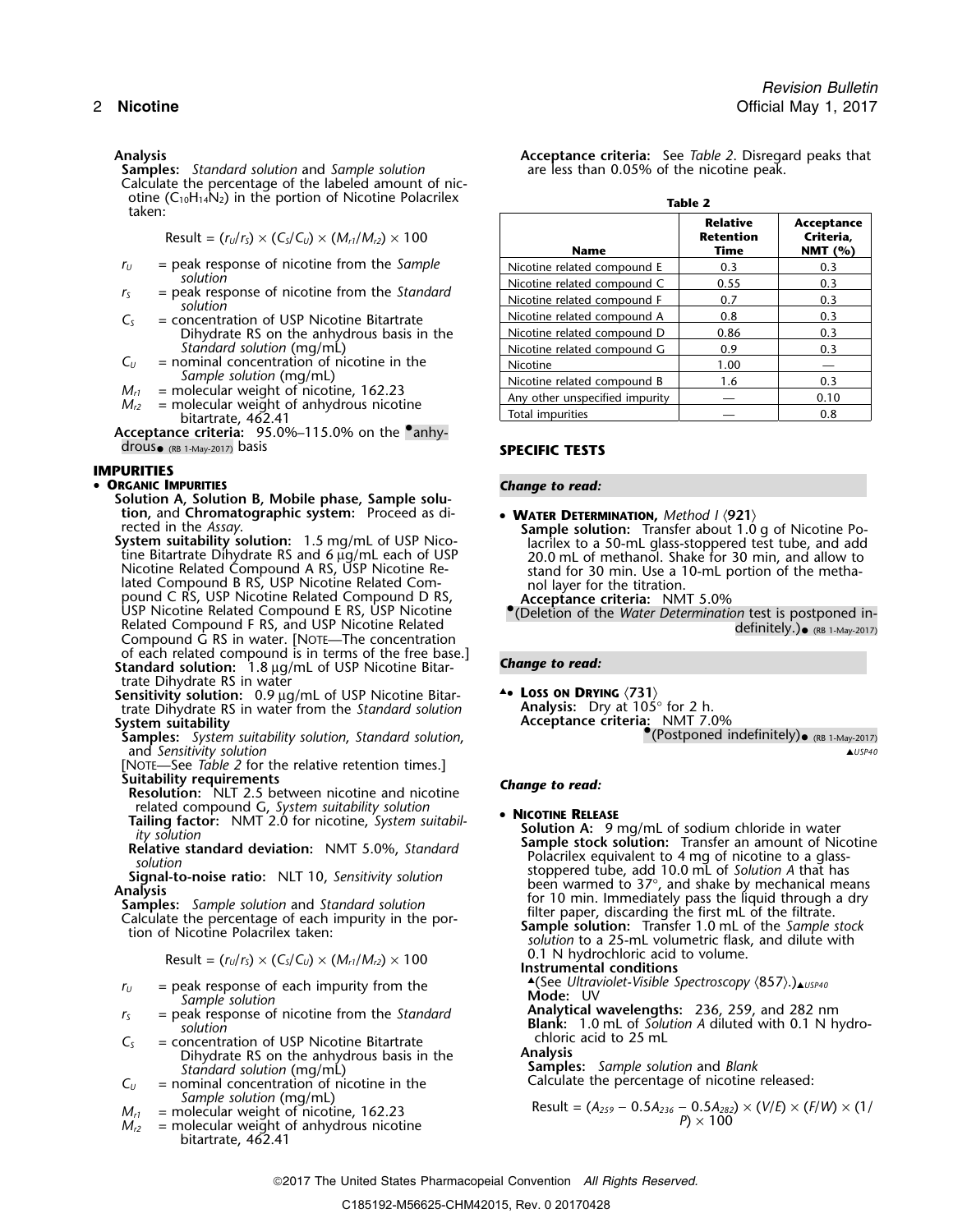Analysis

**Samples:** *Standard solution* and *Sample solution*

Calculate the percentage of the labeled amount of nicotine ($C_{10}H_{14}N_2$) in the portion of Nicotine Polacrilex taken:

$$\text{Result} = (r_U/r_S) \times (C_S/C_U) \times (M_{r1}/M_{r2}) \times 100$$

- $r_U$ = peak response of nicotine from the *Sample solution*
- $r_S$ = peak response of nicotine from the *Standard solution*
- $C_S$ = concentration of USP Nicotine Bitartrate Dihydrate RS on the anhydrous basis in the *Standard solution* (mg/mL)
- $C_U$ = nominal concentration of nicotine in the *Sample solution* (mg/mL)
- $M_{r1}$ = molecular weight of nicotine, 162.23
- $M_{r2}$ = molecular weight of anhydrous nicotine bitartrate, 462.41

**Acceptance criteria:** 95.0%–115.0% on the •anhydrous• (RB 1-May-2017) basis

## IMPURITIES

- **ORGANIC IMPURITIES**

**Solution A, Solution B, Mobile phase, Sample solution,** and **Chromatographic system:** Proceed as directed in the *Assay*.

**System suitability solution:** 1.5 mg/mL of USP Nicotine Bitartrate Dihydrate RS and 6 µg/mL each of USP Nicotine Related Compound A RS, USP Nicotine Related Compound B RS, USP Nicotine Related Compound C RS, USP Nicotine Related Compound D RS, USP Nicotine Related Compound E RS, USP Nicotine Related Compound F RS, and USP Nicotine Related Compound G RS in water. [NOTE—The concentration of each related compound is in terms of the free base.]

**Standard solution:** 1.8 µg/mL of USP Nicotine Bitartrate Dihydrate RS in water

**Sensitivity solution:** 0.9 µg/mL of USP Nicotine Bitartrate Dihydrate RS in water from the *Standard solution*

**System suitability**

**Samples:** *System suitability solution*, *Standard solution*, and *Sensitivity solution*

[NOTE—See *Table 2* for the relative retention times.]

**Suitability requirements**

**Resolution:** NLT 2.5 between nicotine and nicotine related compound G, *System suitability solution*

**Tailing factor:** NMT 2.0 for nicotine, *System suitability solution*

**Relative standard deviation:** NMT 5.0%, *Standard solution*

**Signal-to-noise ratio:** NLT 10, *Sensitivity solution*

**Analysis**

**Samples:** *Sample solution* and *Standard solution*

Calculate the percentage of each impurity in the portion of Nicotine Polacrilex taken:

$$\text{Result} = (r_U/r_S) \times (C_S/C_U) \times (M_{r1}/M_{r2}) \times 100$$

- $r_U$ = peak response of each impurity from the *Sample solution*
- $r_S$ = peak response of nicotine from the *Standard solution*
- $C_S$ = concentration of USP Nicotine Bitartrate Dihydrate RS on the anhydrous basis in the *Standard solution* (mg/mL)
- $C_U$ = nominal concentration of nicotine in the *Sample solution* (mg/mL)
- $M_{r1}$ = molecular weight of nicotine, 162.23
- $M_{r2}$ = molecular weight of anhydrous nicotine bitartrate, 462.41

**Acceptance criteria:** See *Table 2*. Disregard peaks that are less than 0.05% of the nicotine peak.

**Table 2**

| Name | Relative Retention Time | Acceptance Criteria, NMT (%) |
|---|---|---|
| Nicotine related compound E | 0.3 | 0.3 |
| Nicotine related compound C | 0.55 | 0.3 |
| Nicotine related compound F | 0.7 | 0.3 |
| Nicotine related compound A | 0.8 | 0.3 |
| Nicotine related compound D | 0.86 | 0.3 |
| Nicotine related compound G | 0.9 | 0.3 |
| Nicotine | 1.00 | — |
| Nicotine related compound B | 1.6 | 0.3 |
| Any other unspecified impurity | — | 0.10 |
| Total impurities | — | 0.8 |

## SPECIFIC TESTS

*Change to read:*

- **WATER DETERMINATION,** *Method I* ⟨921⟩

**Sample solution:** Transfer about 1.0 g of Nicotine Polacrilex to a 50-mL glass-stoppered test tube, and add 20.0 mL of methanol. Shake for 30 min, and allow to stand for 30 min. Use a 10-mL portion of the methanol layer for the titration.

**Acceptance criteria:** NMT 5.0%

•(Deletion of the *Water Determination* test is postponed indefinitely.)• (RB 1-May-2017)

*Change to read:*

- ▲• **LOSS ON DRYING** ⟨731⟩

**Analysis:** Dry at 105° for 2 h.

**Acceptance criteria:** NMT 7.0%

•(Postponed indefinitely)• (RB 1-May-2017) ▲USP40

*Change to read:*

- **NICOTINE RELEASE**

**Solution A:** 9 mg/mL of sodium chloride in water

**Sample stock solution:** Transfer an amount of Nicotine Polacrilex equivalent to 4 mg of nicotine to a glass-stoppered tube, add 10.0 mL of *Solution A* that has been warmed to 37°, and shake by mechanical means for 10 min. Immediately pass the liquid through a dry filter paper, discarding the first mL of the filtrate.

**Sample solution:** Transfer 1.0 mL of the *Sample stock solution* to a 25-mL volumetric flask, and dilute with 0.1 N hydrochloric acid to volume.

**Instrumental conditions**

▲(See *Ultraviolet-Visible Spectroscopy* ⟨857⟩.)▲USP40

**Mode:** UV

**Analytical wavelengths:** 236, 259, and 282 nm

**Blank:** 1.0 mL of *Solution A* diluted with 0.1 N hydrochloric acid to 25 mL

**Analysis**

**Samples:** *Sample solution* and *Blank*

Calculate the percentage of nicotine released:

$$\text{Result} = (A_{259} - 0.5A_{236} - 0.5A_{282}) \times (V/E) \times (F/W) \times (1/P) \times 100$$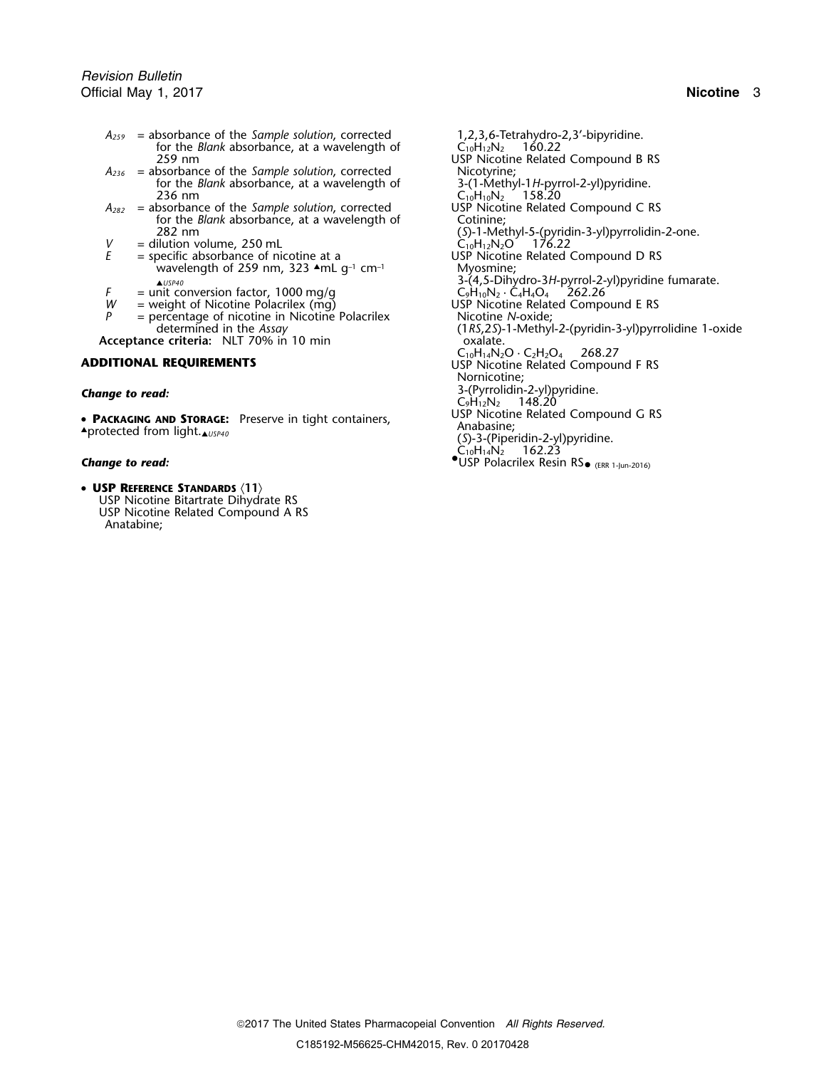$A_{259}$ = absorbance of the *Sample solution*, corrected for the *Blank* absorbance, at a wavelength of 259 nm

$A_{236}$ = absorbance of the *Sample solution*, corrected for the *Blank* absorbance, at a wavelength of 236 nm

$A_{282}$ = absorbance of the *Sample solution*, corrected for the *Blank* absorbance, at a wavelength of 282 nm

$V$ = dilution volume, 250 mL

$E$ = specific absorbance of nicotine at a wavelength of 259 nm, 323 ▲mL $g^{-1}$ $cm^{-1}$ ▲USP40

$F$ = unit conversion factor, 1000 mg/g

$W$ = weight of Nicotine Polacrilex (mg)

$P$ = percentage of nicotine in Nicotine Polacrilex determined in the *Assay*

**Acceptance criteria:** NLT 70% in 10 min

## ADDITIONAL REQUIREMENTS

***Change to read:***

- **Packaging and Storage:** Preserve in tight containers, ▲protected from light.▲USP40

***Change to read:***

- **USP Reference Standards** ⟨11⟩
  USP Nicotine Bitartrate Dihydrate RS
  USP Nicotine Related Compound A RS
  Anatabine;
  1,2,3,6-Tetrahydro-2,3′-bipyridine.
  $C_{10}H_{12}N_2$ 160.22
  USP Nicotine Related Compound B RS
  Nicotyrine;
  3-(1-Methyl-1*H*-pyrrol-2-yl)pyridine.
  $C_{10}H_{10}N_2$ 158.20
  USP Nicotine Related Compound C RS
  Cotinine;
  (*S*)-1-Methyl-5-(pyridin-3-yl)pyrrolidin-2-one.
  $C_{10}H_{12}N_2O$ 176.22
  USP Nicotine Related Compound D RS
  Myosmine;
  3-(4,5-Dihydro-3*H*-pyrrol-2-yl)pyridine fumarate.
  $C_9H_{10}N_2 \cdot C_4H_4O_4$ 262.26
  USP Nicotine Related Compound E RS
  Nicotine *N*-oxide;
  (1*RS*,2*S*)-1-Methyl-2-(pyridin-3-yl)pyrrolidine 1-oxide oxalate.
  $C_{10}H_{14}N_2O \cdot C_2H_2O_4$ 268.27
  USP Nicotine Related Compound F RS
  Nornicotine;
  3-(Pyrrolidin-2-yl)pyridine.
  $C_9H_{12}N_2$ 148.20
  USP Nicotine Related Compound G RS
  Anabasine;
  (*S*)-3-(Piperidin-2-yl)pyridine.
  $C_{10}H_{14}N_2$ 162.23
  •USP Polacrilex Resin RS• (ERR 1-Jun-2016)